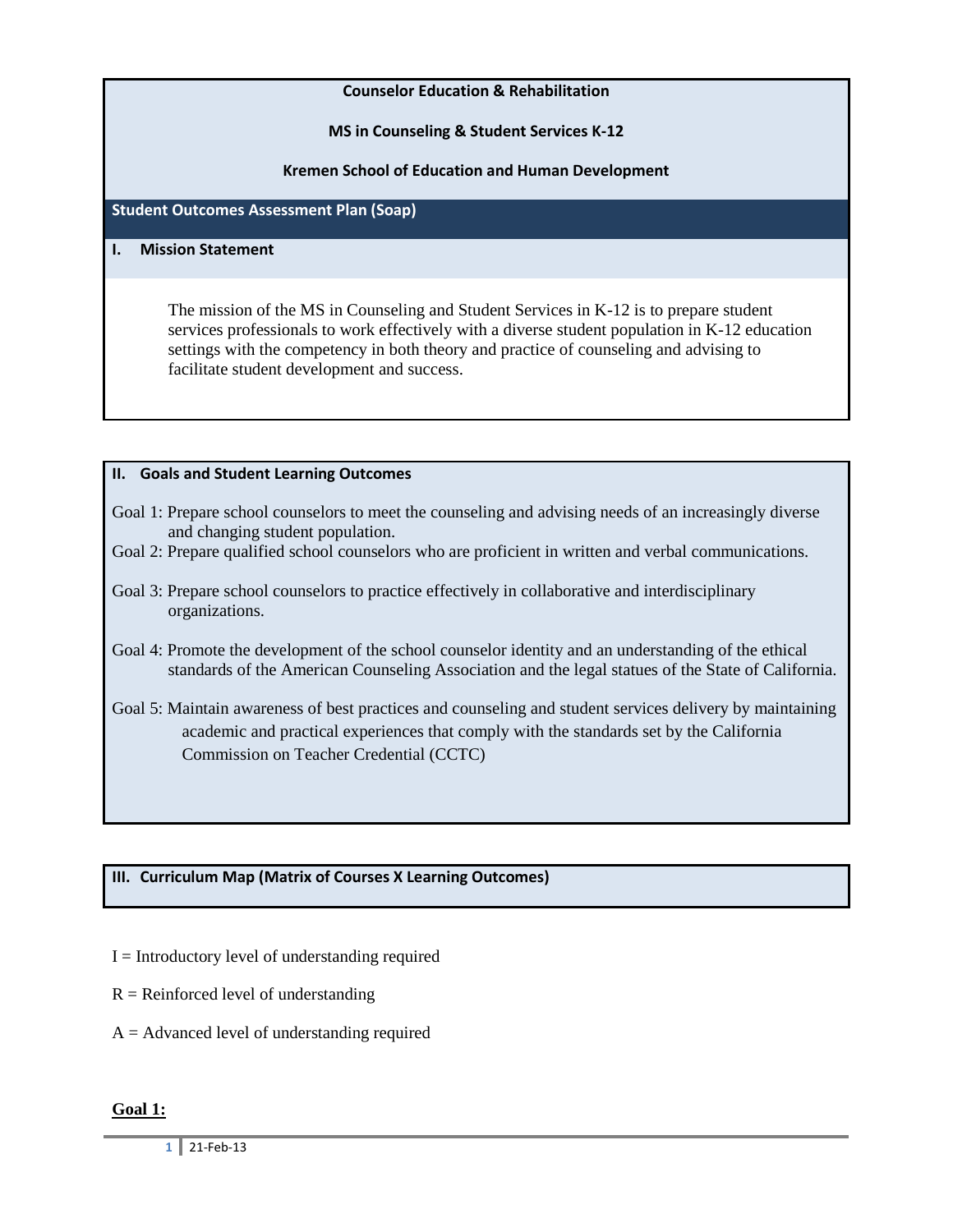**Counselor Education & Rehabilitation**

**MS in Counseling & Student Services K-12**

**Kremen School of Education and Human Development**

## Student Outcomes Assessment Plan (Soap)

### I. Mission Statement

The mission of the MS in Counseling and Student Services in K-12 is to prepare student services professionals to work effectively with a diverse student population in K-12 education settings with the competency in both theory and practice of counseling and advising to facilitate student development and success.

### II. Goals and Student Learning Outcomes

Goal 1: Prepare school counselors to meet the counseling and advising needs of an increasingly diverse and changing student population.

Goal 2: Prepare qualified school counselors who are proficient in written and verbal communications.

Goal 3: Prepare school counselors to practice effectively in collaborative and interdisciplinary organizations.

Goal 4: Promote the development of the school counselor identity and an understanding of the ethical standards of the American Counseling Association and the legal statues of the State of California.

Goal 5: Maintain awareness of best practices and counseling and student services delivery by maintaining academic and practical experiences that comply with the standards set by the California Commission on Teacher Credential (CCTC)

### III. Curriculum Map (Matrix of Courses X Learning Outcomes)

I = Introductory level of understanding required

R = Reinforced level of understanding

A = Advanced level of understanding required

**Goal 1:**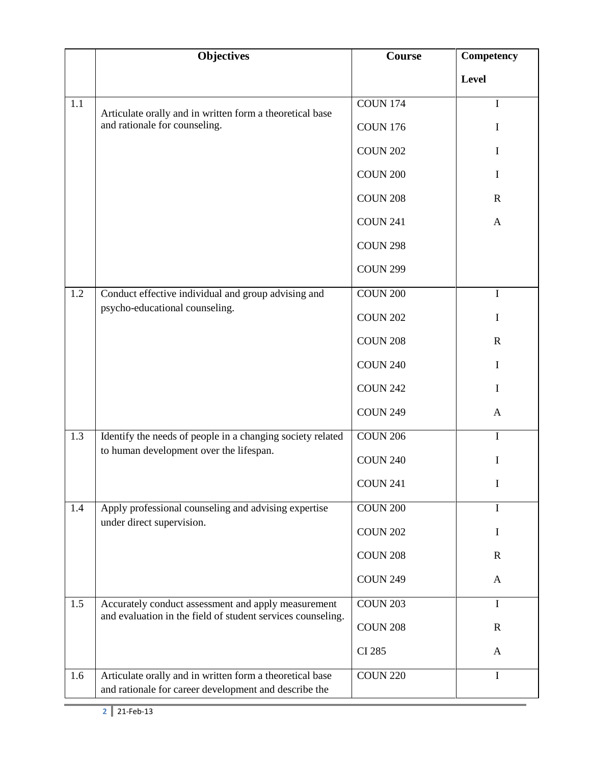| | Objectives | Course | Competency Level |
|---|---|---|---|
| 1.1 | Articulate orally and in written form a theoretical base and rationale for counseling. | COUN 174 | I |
| | | COUN 176 | I |
| | | COUN 202 | I |
| | | COUN 200 | I |
| | | COUN 208 | R |
| | | COUN 241 | A |
| | | COUN 298 | |
| | | COUN 299 | |
| 1.2 | Conduct effective individual and group advising and psycho-educational counseling. | COUN 200 | I |
| | | COUN 202 | I |
| | | COUN 208 | R |
| | | COUN 240 | I |
| | | COUN 242 | I |
| | | COUN 249 | A |
| 1.3 | Identify the needs of people in a changing society related to human development over the lifespan. | COUN 206 | I |
| | | COUN 240 | I |
| | | COUN 241 | I |
| 1.4 | Apply professional counseling and advising expertise under direct supervision. | COUN 200 | I |
| | | COUN 202 | I |
| | | COUN 208 | R |
| | | COUN 249 | A |
| 1.5 | Accurately conduct assessment and apply measurement and evaluation in the field of student services counseling. | COUN 203 | I |
| | | COUN 208 | R |
| | | CI 285 | A |
| 1.6 | Articulate orally and in written form a theoretical base and rationale for career development and describe the | COUN 220 | I |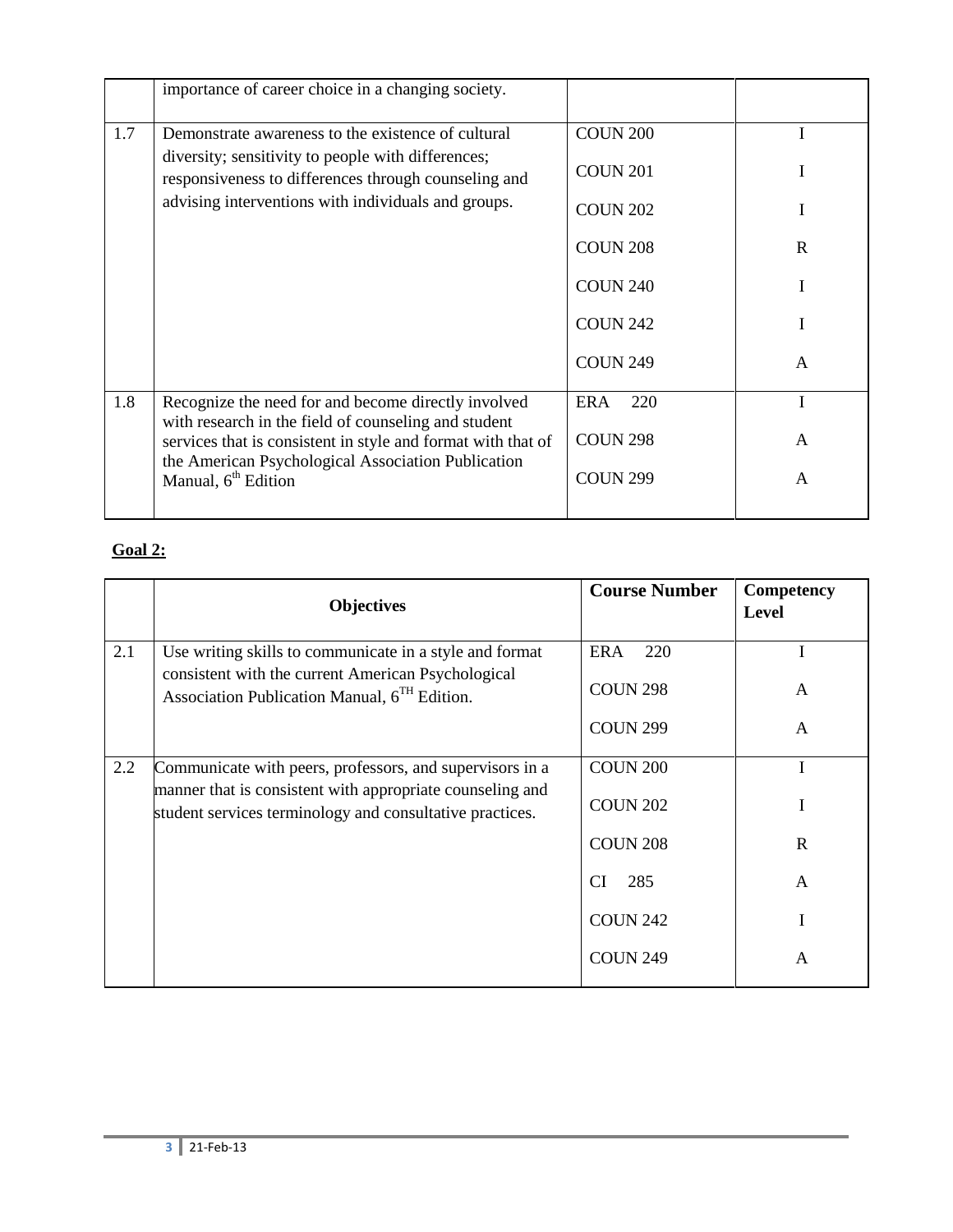| | | | |
|---|---|---|---|
| | importance of career choice in a changing society. | | |
| 1.7 | Demonstrate awareness to the existence of cultural diversity; sensitivity to people with differences; responsiveness to differences through counseling and advising interventions with individuals and groups. | COUN 200 | I |
| | | COUN 201 | I |
| | | COUN 202 | I |
| | | COUN 208 | R |
| | | COUN 240 | I |
| | | COUN 242 | I |
| | | COUN 249 | A |
| 1.8 | Recognize the need for and become directly involved with research in the field of counseling and student services that is consistent in style and format with that of the American Psychological Association Publication Manual, 6th Edition | ERA 220 | I |
| | | COUN 298 | A |
| | | COUN 299 | A |

**Goal 2:**

| | Objectives | Course Number | Competency Level |
|---|---|---|---|
| 2.1 | Use writing skills to communicate in a style and format consistent with the current American Psychological Association Publication Manual, 6TH Edition. | ERA 220 | I |
| | | COUN 298 | A |
| | | COUN 299 | A |
| 2.2 | Communicate with peers, professors, and supervisors in a manner that is consistent with appropriate counseling and student services terminology and consultative practices. | COUN 200 | I |
| | | COUN 202 | I |
| | | COUN 208 | R |
| | | CI 285 | A |
| | | COUN 242 | I |
| | | COUN 249 | A |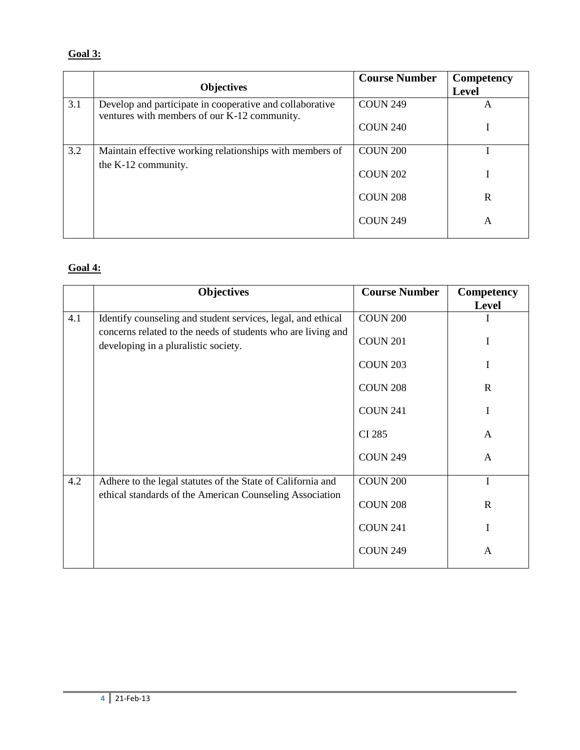**Goal 3:**

| | Objectives | Course Number | Competency Level |
|---|---|---|---|
| 3.1 | Develop and participate in cooperative and collaborative ventures with members of our K-12 community. | COUN 249 | A |
| | | COUN 240 | I |
| 3.2 | Maintain effective working relationships with members of the K-12 community. | COUN 200 | I |
| | | COUN 202 | I |
| | | COUN 208 | R |
| | | COUN 249 | A |

**Goal 4:**

| | Objectives | Course Number | Competency Level |
|---|---|---|---|
| 4.1 | Identify counseling and student services, legal, and ethical concerns related to the needs of students who are living and developing in a pluralistic society. | COUN 200 | I |
| | | COUN 201 | I |
| | | COUN 203 | I |
| | | COUN 208 | R |
| | | COUN 241 | I |
| | | CI 285 | A |
| | | COUN 249 | A |
| 4.2 | Adhere to the legal statutes of the State of California and ethical standards of the American Counseling Association | COUN 200 | I |
| | | COUN 208 | R |
| | | COUN 241 | I |
| | | COUN 249 | A |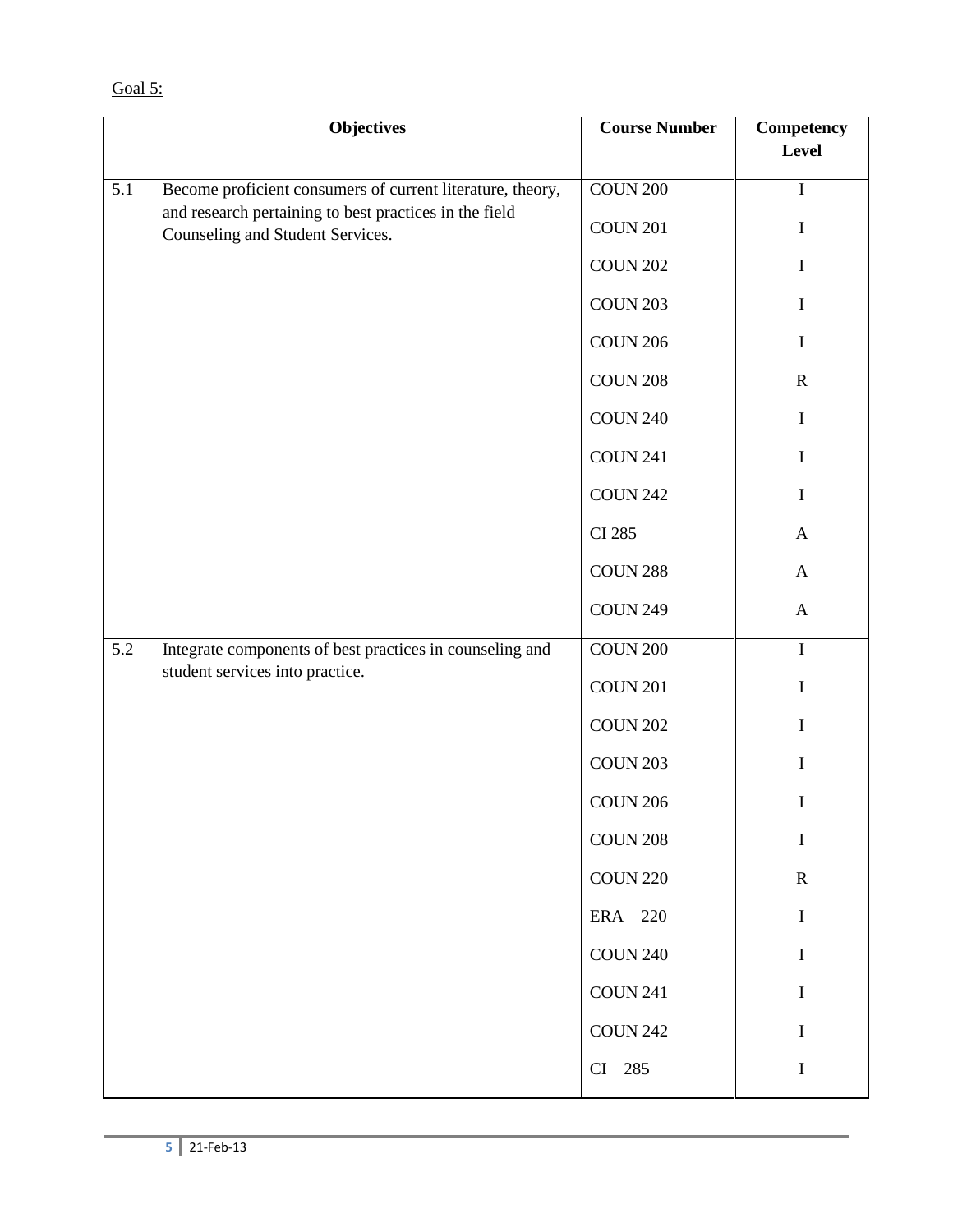Goal 5:

| | Objectives | Course Number | Competency Level |
|---|---|---|---|
| 5.1 | Become proficient consumers of current literature, theory, and research pertaining to best practices in the field Counseling and Student Services. | COUN 200 | I |
| | | COUN 201 | I |
| | | COUN 202 | I |
| | | COUN 203 | I |
| | | COUN 206 | I |
| | | COUN 208 | R |
| | | COUN 240 | I |
| | | COUN 241 | I |
| | | COUN 242 | I |
| | | CI 285 | A |
| | | COUN 288 | A |
| | | COUN 249 | A |
| 5.2 | Integrate components of best practices in counseling and student services into practice. | COUN 200 | I |
| | | COUN 201 | I |
| | | COUN 202 | I |
| | | COUN 203 | I |
| | | COUN 206 | I |
| | | COUN 208 | I |
| | | COUN 220 | R |
| | | ERA 220 | I |
| | | COUN 240 | I |
| | | COUN 241 | I |
| | | COUN 242 | I |
| | | CI 285 | I |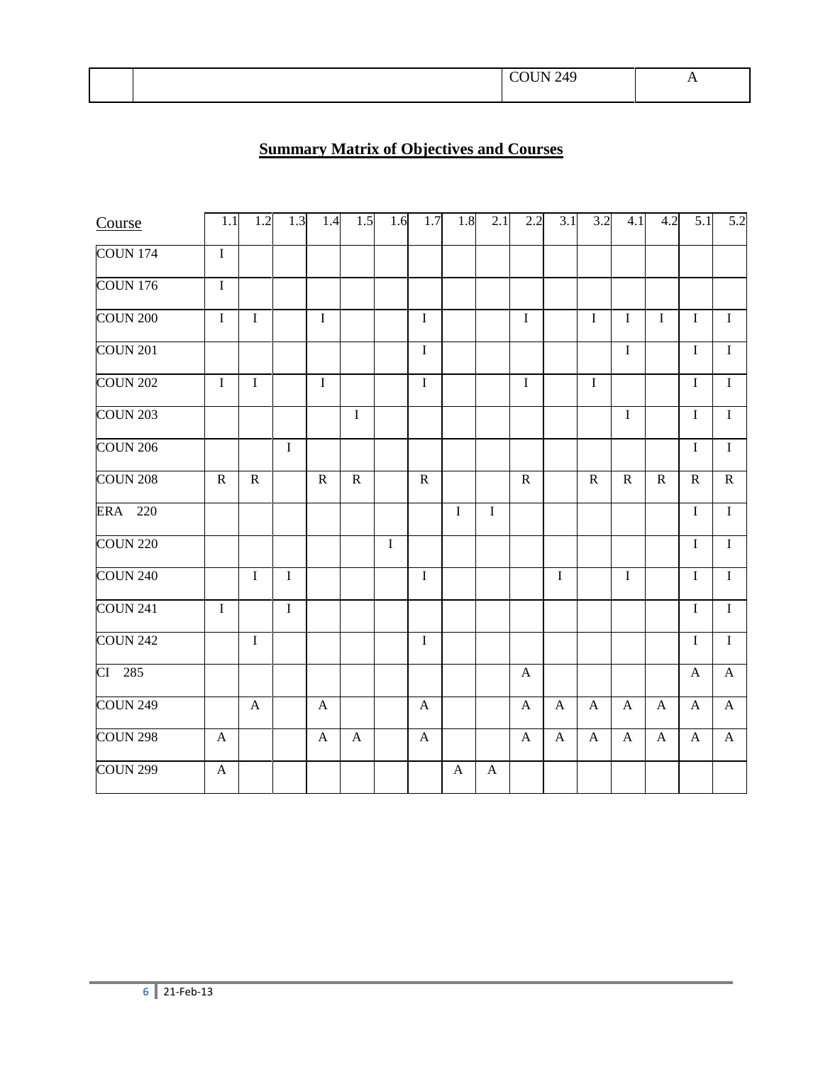| | | COUN 249 | A |
|---|---|---|---|

## **Summary Matrix of Objectives and Courses**

| Course | 1.1 | 1.2 | 1.3 | 1.4 | 1.5 | 1.6 | 1.7 | 1.8 | 2.1 | 2.2 | 3.1 | 3.2 | 4.1 | 4.2 | 5.1 | 5.2 |
|---|---|---|---|---|---|---|---|---|---|---|---|---|---|---|---|---|
| COUN 174 | I | | | | | | | | | | | | | | | |
| COUN 176 | I | | | | | | | | | | | | | | | |
| COUN 200 | I | I | | I | | | I | | | I | | I | I | I | I | I |
| COUN 201 | | | | | | | I | | | | | | I | | I | I |
| COUN 202 | I | I | | I | | | I | | | I | | I | | | I | I |
| COUN 203 | | | | | I | | | | | | | | I | | I | I |
| COUN 206 | | | I | | | | | | | | | | | | I | I |
| COUN 208 | R | R | | R | R | | R | | | R | | R | R | R | R | R |
| ERA 220 | | | | | | | | I | I | | | | | | I | I |
| COUN 220 | | | | | | I | | | | | | | | | I | I |
| COUN 240 | | I | I | | | | I | | | | I | | I | | I | I |
| COUN 241 | I | | I | | | | | | | | | | | | I | I |
| COUN 242 | | I | | | | | I | | | | | | | | I | I |
| CI 285 | | | | | | | | | | A | | | | | A | A |
| COUN 249 | | A | | A | | | A | | | A | A | A | A | A | A | A |
| COUN 298 | A | | | A | A | | A | | | A | A | A | A | A | A | A |
| COUN 299 | A | | | | | | | A | A | | | | | | | |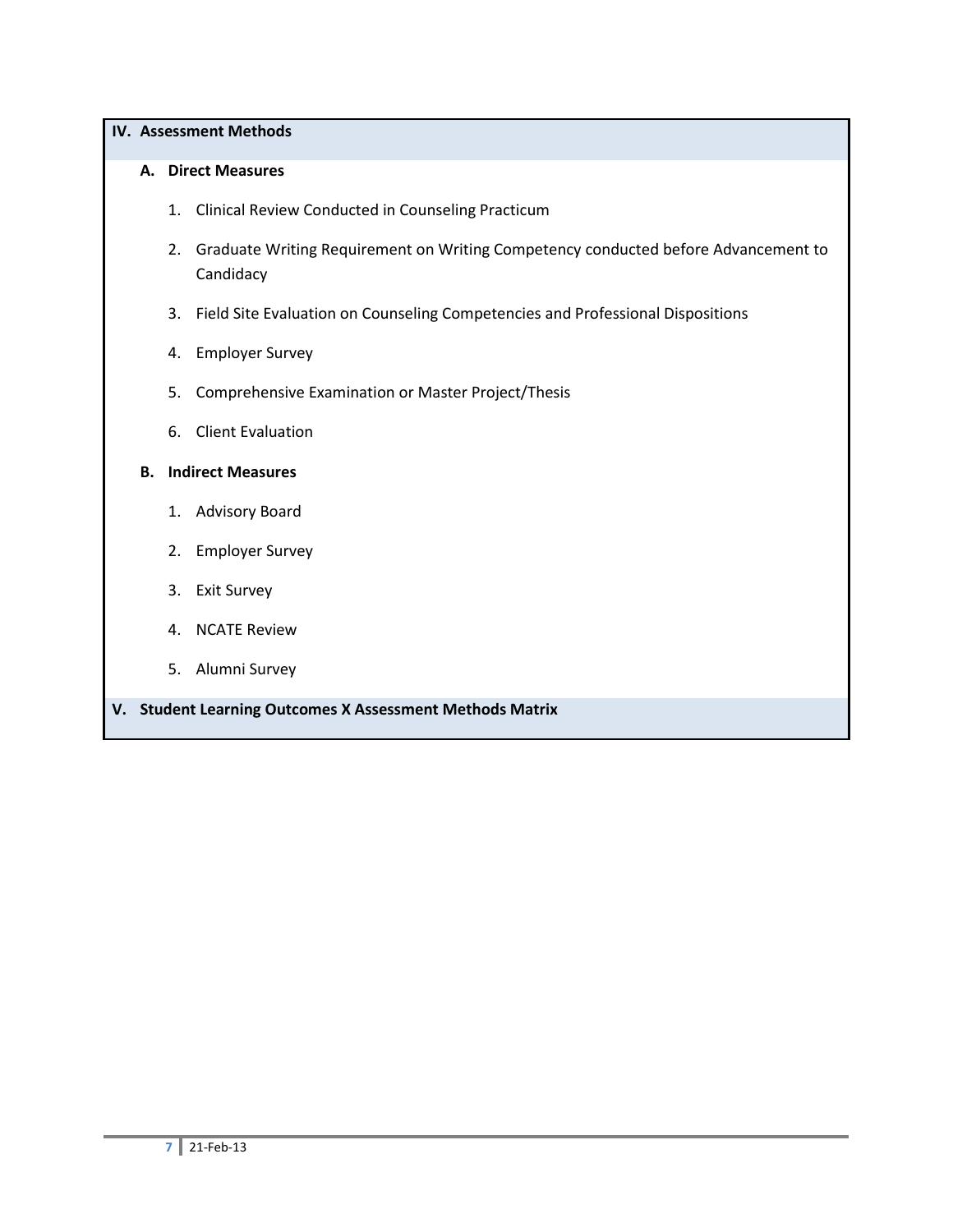## IV. Assessment Methods

### A. Direct Measures

1. Clinical Review Conducted in Counseling Practicum
2. Graduate Writing Requirement on Writing Competency conducted before Advancement to Candidacy
3. Field Site Evaluation on Counseling Competencies and Professional Dispositions
4. Employer Survey
5. Comprehensive Examination or Master Project/Thesis
6. Client Evaluation

### B. Indirect Measures

1. Advisory Board
2. Employer Survey
3. Exit Survey
4. NCATE Review
5. Alumni Survey

## V. Student Learning Outcomes X Assessment Methods Matrix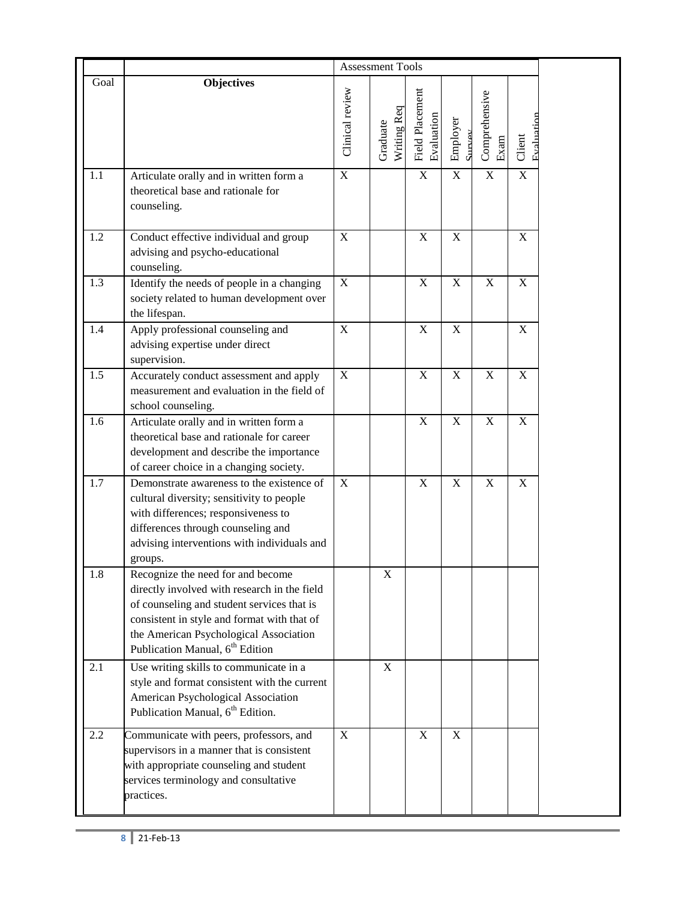| | | Assessment Tools | | | | | |
|---|---|---|---|---|---|---|---|
| Goal | **Objectives** | Clinical review | Graduate Writing Req | Field Placement Evaluation | Employer Survey | Comprehensive Exam | Client Evaluation |
| 1.1 | Articulate orally and in written form a theoretical base and rationale for counseling. | X | | X | X | X | X |
| 1.2 | Conduct effective individual and group advising and psycho-educational counseling. | X | | X | X | | X |
| 1.3 | Identify the needs of people in a changing society related to human development over the lifespan. | X | | X | X | X | X |
| 1.4 | Apply professional counseling and advising expertise under direct supervision. | X | | X | X | | X |
| 1.5 | Accurately conduct assessment and apply measurement and evaluation in the field of school counseling. | X | | X | X | X | X |
| 1.6 | Articulate orally and in written form a theoretical base and rationale for career development and describe the importance of career choice in a changing society. | | | X | X | X | X |
| 1.7 | Demonstrate awareness to the existence of cultural diversity; sensitivity to people with differences; responsiveness to differences through counseling and advising interventions with individuals and groups. | X | | X | X | X | X |
| 1.8 | Recognize the need for and become directly involved with research in the field of counseling and student services that is consistent in style and format with that of the American Psychological Association Publication Manual, 6th Edition | | X | | | | |
| 2.1 | Use writing skills to communicate in a style and format consistent with the current American Psychological Association Publication Manual, 6th Edition. | | X | | | | |
| 2.2 | Communicate with peers, professors, and supervisors in a manner that is consistent with appropriate counseling and student services terminology and consultative practices. | X | | X | X | | |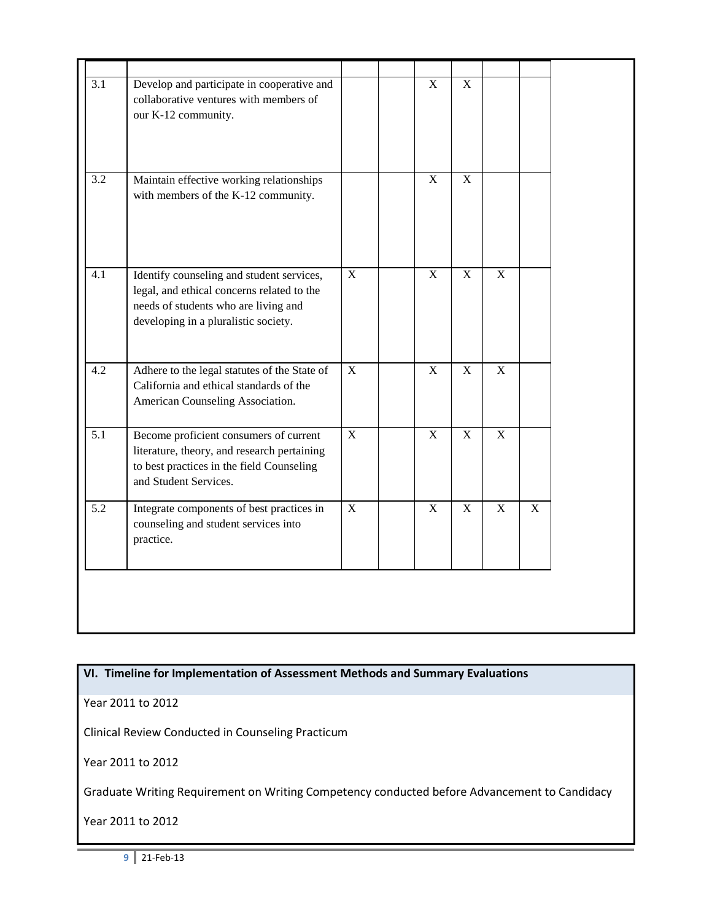| | | | | | | | |
|---|---|---|---|---|---|---|---|
| 3.1 | Develop and participate in cooperative and collaborative ventures with members of our K-12 community. | | | X | X | | |
| 3.2 | Maintain effective working relationships with members of the K-12 community. | | | X | X | | |
| 4.1 | Identify counseling and student services, legal, and ethical concerns related to the needs of students who are living and developing in a pluralistic society. | X | | X | X | X | |
| 4.2 | Adhere to the legal statutes of the State of California and ethical standards of the American Counseling Association. | X | | X | X | X | |
| 5.1 | Become proficient consumers of current literature, theory, and research pertaining to best practices in the field Counseling and Student Services. | X | | X | X | X | |
| 5.2 | Integrate components of best practices in counseling and student services into practice. | X | | X | X | X | X |

## VI. Timeline for Implementation of Assessment Methods and Summary Evaluations

Year 2011 to 2012

Clinical Review Conducted in Counseling Practicum

Year 2011 to 2012

Graduate Writing Requirement on Writing Competency conducted before Advancement to Candidacy

Year 2011 to 2012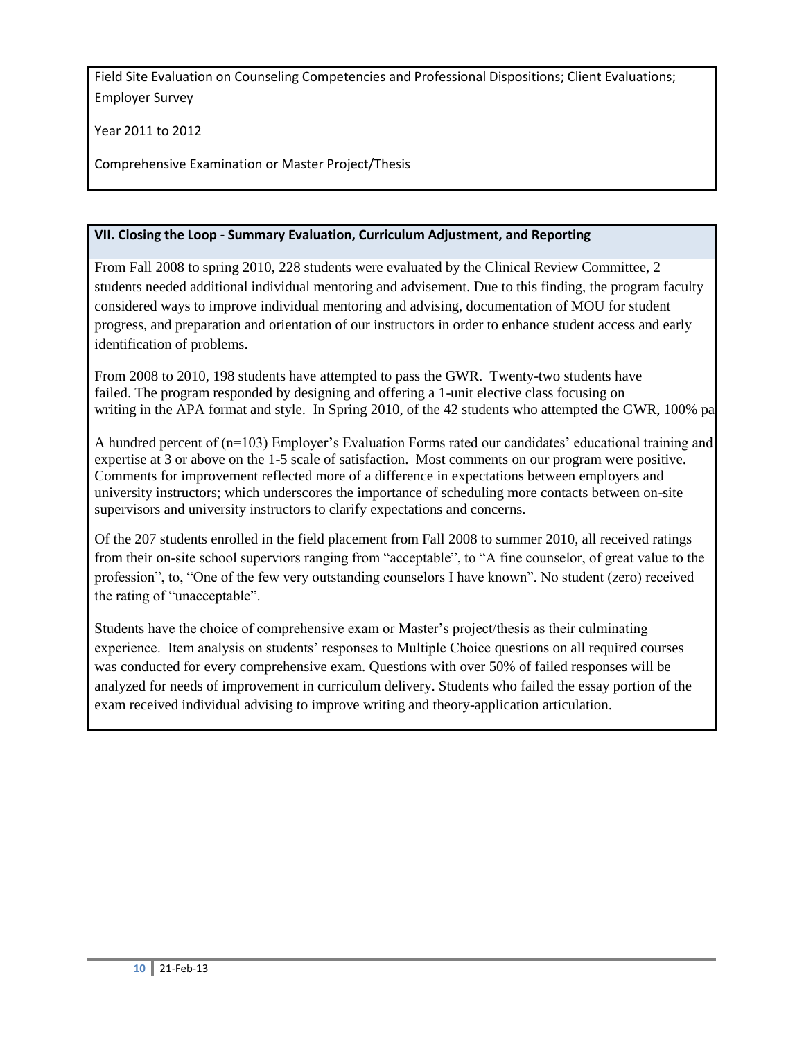Field Site Evaluation on Counseling Competencies and Professional Dispositions; Client Evaluations; Employer Survey

Year 2011 to 2012

Comprehensive Examination or Master Project/Thesis

**VII. Closing the Loop - Summary Evaluation, Curriculum Adjustment, and Reporting**

From Fall 2008 to spring 2010, 228 students were evaluated by the Clinical Review Committee, 2 students needed additional individual mentoring and advisement. Due to this finding, the program faculty considered ways to improve individual mentoring and advising, documentation of MOU for student progress, and preparation and orientation of our instructors in order to enhance student access and early identification of problems.

From 2008 to 2010, 198 students have attempted to pass the GWR. Twenty-two students have failed. The program responded by designing and offering a 1-unit elective class focusing on writing in the APA format and style. In Spring 2010, of the 42 students who attempted the GWR, 100% pa

A hundred percent of (n=103) Employer's Evaluation Forms rated our candidates' educational training and expertise at 3 or above on the 1-5 scale of satisfaction. Most comments on our program were positive. Comments for improvement reflected more of a difference in expectations between employers and university instructors; which underscores the importance of scheduling more contacts between on-site supervisors and university instructors to clarify expectations and concerns.

Of the 207 students enrolled in the field placement from Fall 2008 to summer 2010, all received ratings from their on-site school superviors ranging from "acceptable", to "A fine counselor, of great value to the profession", to, "One of the few very outstanding counselors I have known". No student (zero) received the rating of "unacceptable".

Students have the choice of comprehensive exam or Master's project/thesis as their culminating experience. Item analysis on students' responses to Multiple Choice questions on all required courses was conducted for every comprehensive exam. Questions with over 50% of failed responses will be analyzed for needs of improvement in curriculum delivery. Students who failed the essay portion of the exam received individual advising to improve writing and theory-application articulation.